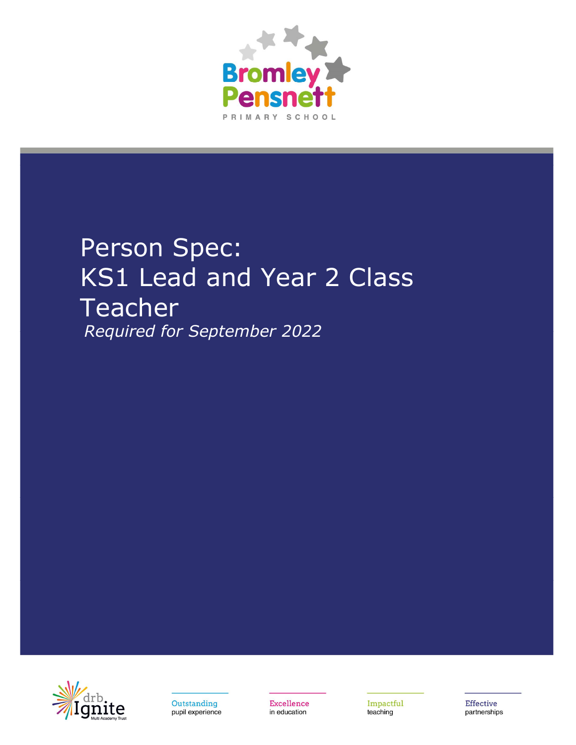Bromley Pensnett

PRIMARY SCHOOL

# Person Spec: KS1 Lead and Year 2 Class Teacher

*Required for September 2022*

drb Ignite Multi Academy Trust

Outstanding pupil experience

Excellence in education

Impactful teaching

Effective partnerships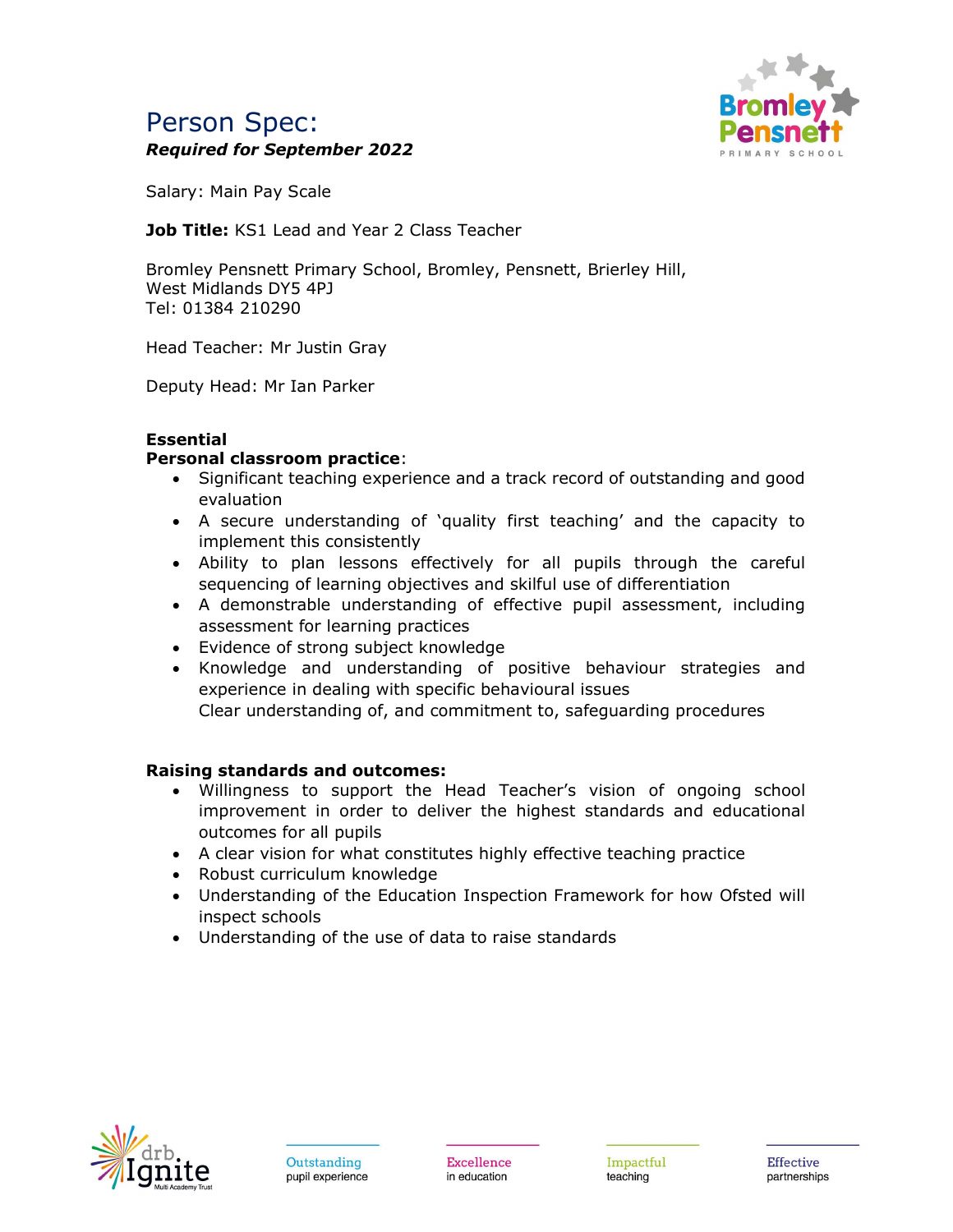# Person Spec:

***Required for September 2022***

Salary: Main Pay Scale

**Job Title:** KS1 Lead and Year 2 Class Teacher

Bromley Pensnett Primary School, Bromley, Pensnett, Brierley Hill,
West Midlands DY5 4PJ
Tel: 01384 210290

Head Teacher: Mr Justin Gray

Deputy Head: Mr Ian Parker

**Essential**

**Personal classroom practice**:

- Significant teaching experience and a track record of outstanding and good evaluation
- A secure understanding of 'quality first teaching' and the capacity to implement this consistently
- Ability to plan lessons effectively for all pupils through the careful sequencing of learning objectives and skilful use of differentiation
- A demonstrable understanding of effective pupil assessment, including assessment for learning practices
- Evidence of strong subject knowledge
- Knowledge and understanding of positive behaviour strategies and experience in dealing with specific behavioural issues
  Clear understanding of, and commitment to, safeguarding procedures

**Raising standards and outcomes:**

- Willingness to support the Head Teacher's vision of ongoing school improvement in order to deliver the highest standards and educational outcomes for all pupils
- A clear vision for what constitutes highly effective teaching practice
- Robust curriculum knowledge
- Understanding of the Education Inspection Framework for how Ofsted will inspect schools
- Understanding of the use of data to raise standards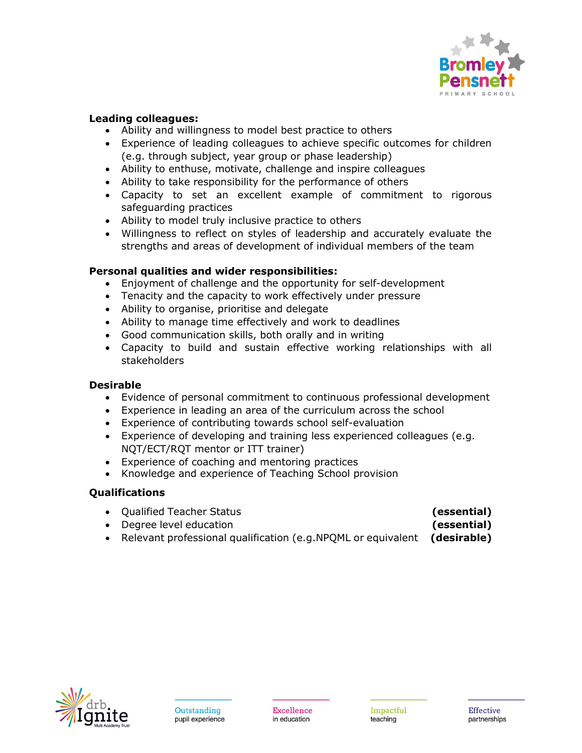**Leading colleagues:**

- Ability and willingness to model best practice to others
- Experience of leading colleagues to achieve specific outcomes for children (e.g. through subject, year group or phase leadership)
- Ability to enthuse, motivate, challenge and inspire colleagues
- Ability to take responsibility for the performance of others
- Capacity to set an excellent example of commitment to rigorous safeguarding practices
- Ability to model truly inclusive practice to others
- Willingness to reflect on styles of leadership and accurately evaluate the strengths and areas of development of individual members of the team

**Personal qualities and wider responsibilities:**

- Enjoyment of challenge and the opportunity for self-development
- Tenacity and the capacity to work effectively under pressure
- Ability to organise, prioritise and delegate
- Ability to manage time effectively and work to deadlines
- Good communication skills, both orally and in writing
- Capacity to build and sustain effective working relationships with all stakeholders

**Desirable**

- Evidence of personal commitment to continuous professional development
- Experience in leading an area of the curriculum across the school
- Experience of contributing towards school self-evaluation
- Experience of developing and training less experienced colleagues (e.g. NQT/ECT/RQT mentor or ITT trainer)
- Experience of coaching and mentoring practices
- Knowledge and experience of Teaching School provision

**Qualifications**

- Qualified Teacher Status **(essential)**
- Degree level education **(essential)**
- Relevant professional qualification (e.g.NPQML or equivalent **(desirable)**